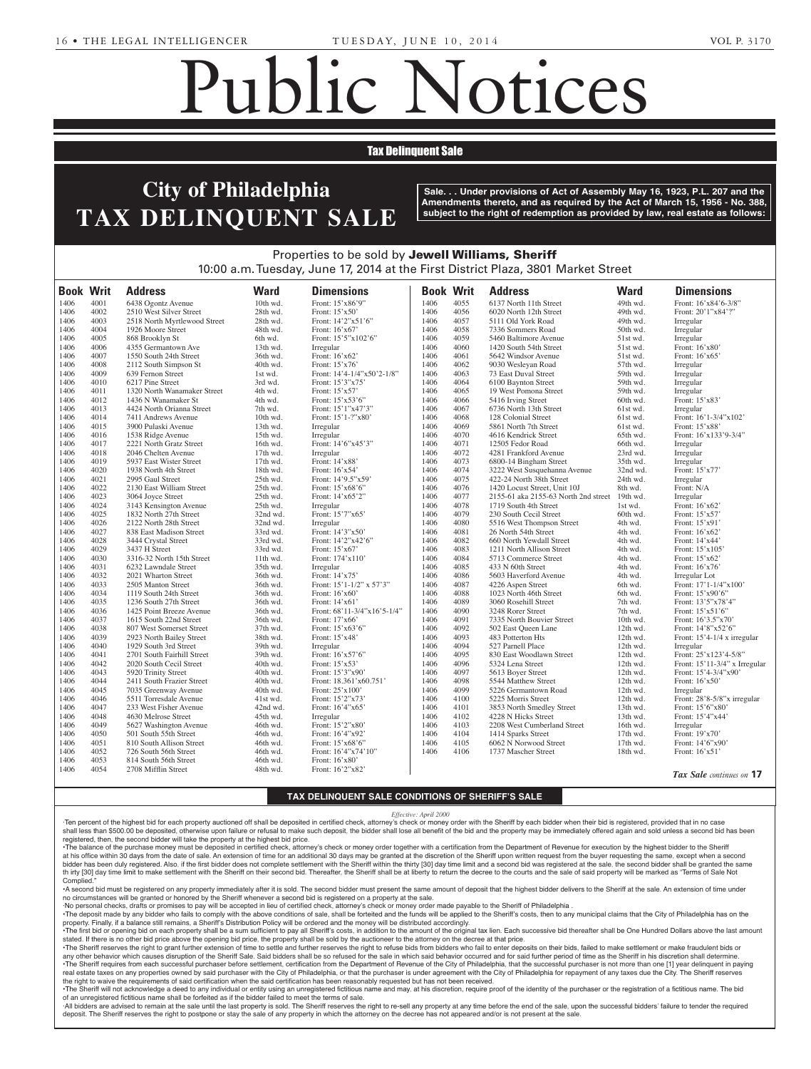# Public Notices

## Tax Delinquent Sale

# City of Philadelphia TAX DELINQUENT SALE

**Sale. . . Under provisions of Act of Assembly May 16, 1923, P.L. 207 and the Amendments thereto, and as required by the Act of March 15, 1956 - No. 388, subject to the right of redemption as provided by law, real estate as follows:**

Properties to be sold by **Jewell Williams, Sheriff**
10:00 a.m. Tuesday, June 17, 2014 at the First District Plaza, 3801 Market Street

| Book | Writ | Address | Ward | Dimensions |
|---|---|---|---|---|
| 1406 | 4001 | 6438 Ogontz Avenue | 10th wd. | Front: 15'x86'9" |
| 1406 | 4002 | 2510 West Silver Street | 28th wd. | Front: 15'x50' |
| 1406 | 4003 | 2518 North Myrtlewood Street | 28th wd. | Front: 14'2"x51'6" |
| 1406 | 4004 | 1926 Moore Street | 48th wd. | Front: 16'x67' |
| 1406 | 4005 | 868 Brooklyn St | 6th wd. | Front: 15'5"x102'6" |
| 1406 | 4006 | 4355 Germantown Ave | 13th wd. | Irregular |
| 1406 | 4007 | 1550 South 24th Street | 36th wd. | Front: 16'x62' |
| 1406 | 4008 | 2112 South Simpson St | 40th wd. | Front: 15'x76' |
| 1406 | 4009 | 639 Fernon Street | 1st wd. | Front: 14'4-1/4"x50'2-1/8" |
| 1406 | 4010 | 6217 Pine Street | 3rd wd. | Front: 15'3"x75' |
| 1406 | 4011 | 1320 North Wanamaker Street | 4th wd. | Front: 15'x57' |
| 1406 | 4012 | 1436 N Wanamaker St | 4th wd. | Front: 15'x53'6" |
| 1406 | 4013 | 4424 North Orianna Street | 7th wd. | Front: 15'1"x47'3" |
| 1406 | 4014 | 7411 Andrews Avenue | 10th wd. | Front: 15'1-?"x80' |
| 1406 | 4015 | 3900 Pulaski Avenue | 13th wd. | Irregular |
| 1406 | 4016 | 1538 Ridge Avenue | 15th wd. | Irregular |
| 1406 | 4017 | 2221 North Gratz Street | 16th wd. | Front: 14'6"x45'3" |
| 1406 | 4018 | 2046 Chelten Avenue | 17th wd. | Irregular |
| 1406 | 4019 | 5937 East Wister Street | 17th wd. | Front: 14'x88' |
| 1406 | 4020 | 1938 North 4th Street | 18th wd. | Front: 16'x54' |
| 1406 | 4021 | 2995 Gaul Street | 25th wd. | Front: 14'9.5"x59' |
| 1406 | 4022 | 2130 East William Street | 25th wd. | Front: 15'x68'6" |
| 1406 | 4023 | 3064 Joyce Street | 25th wd. | Front: 14'x65'2" |
| 1406 | 4024 | 3143 Kensington Avenue | 25th wd. | Irregular |
| 1406 | 4025 | 1832 North 27th Street | 32nd wd. | Front: 15'7"x65' |
| 1406 | 4026 | 2122 North 28th Street | 32nd wd. | Irregular |
| 1406 | 4027 | 838 East Madison Street | 33rd wd. | Front: 14'3"x50' |
| 1406 | 4028 | 3444 Crystal Street | 33rd wd. | Front: 14'2"x42'6" |
| 1406 | 4029 | 3437 H Street | 33rd wd. | Front: 15'x67' |
| 1406 | 4030 | 3316-32 North 15th Street | 11th wd. | Front: 174'x110' |
| 1406 | 4031 | 6232 Lawndale Street | 35th wd. | Irregular |
| 1406 | 4032 | 2021 Wharton Street | 36th wd. | Front: 14'x75' |
| 1406 | 4033 | 2505 Manton Street | 36th wd. | Front: 15'1-1/2" x 57'3" |
| 1406 | 4034 | 1119 South 24th Street | 36th wd. | Front: 16'x60' |
| 1406 | 4035 | 1236 South 27th Street | 36th wd. | Front: 14'x61' |
| 1406 | 4036 | 1425 Point Breeze Avenue | 36th wd. | Front: 68'11-3/4"x16'5-1/4" |
| 1406 | 4037 | 1615 South 22nd Street | 36th wd. | Front: 17'x66' |
| 1406 | 4038 | 807 West Somerset Street | 37th wd. | Front: 15'x63'6" |
| 1406 | 4039 | 2923 North Bailey Street | 38th wd. | Front: 15'x48' |
| 1406 | 4040 | 1929 South 3rd Street | 39th wd. | Irregular |
| 1406 | 4041 | 2701 South Fairhill Street | 39th wd. | Front: 16'x57'6" |
| 1406 | 4042 | 2020 South Cecil Street | 40th wd. | Front: 15'x53' |
| 1406 | 4043 | 5920 Trinity Street | 40th wd. | Front: 15'3"x90' |
| 1406 | 4044 | 2411 South Frazier Street | 40th wd. | Front: 18.361'x60.751' |
| 1406 | 4045 | 7035 Greenway Avenue | 40th wd. | Front: 25'x100' |
| 1406 | 4046 | 5511 Torresdale Avenue | 41st wd. | Front: 15'2"x73' |
| 1406 | 4047 | 233 West Fisher Avenue | 42nd wd. | Front: 16'4"x65' |
| 1406 | 4048 | 4630 Melrose Street | 45th wd. | Irregular |
| 1406 | 4049 | 5627 Washington Avenue | 46th wd. | Front: 15'2"x80' |
| 1406 | 4050 | 501 South 55th Street | 46th wd. | Front: 16'4"x92' |
| 1406 | 4051 | 810 South Allison Street | 46th wd. | Front: 15'x68'6" |
| 1406 | 4052 | 726 South 56th Street | 46th wd. | Front: 16'4"x74'10" |
| 1406 | 4053 | 814 South 56th Street | 46th wd. | Front: 16'x80' |
| 1406 | 4054 | 2708 Mifflin Street | 48th wd. | Front: 16'2"x82' |
| 1406 | 4055 | 6137 North 11th Street | 49th wd. | Front: 16'x84'6-3/8" |
| 1406 | 4056 | 6020 North 12th Street | 49th wd. | Front: 20'1"x84'?" |
| 1406 | 4057 | 5111 Old York Road | 49th wd. | Irregular |
| 1406 | 4058 | 7336 Sommers Road | 50th wd. | Irregular |
| 1406 | 4059 | 5460 Baltimore Avenue | 51st wd. | Irregular |
| 1406 | 4060 | 1420 South 54th Street | 51st wd. | Front: 16'x80' |
| 1406 | 4061 | 5642 Windsor Avenue | 51st wd. | Front: 16'x65' |
| 1406 | 4062 | 9030 Wesleyan Road | 57th wd. | Irregular |
| 1406 | 4063 | 73 East Duval Street | 59th wd. | Irregular |
| 1406 | 4064 | 6100 Baynton Street | 59th wd. | Irregular |
| 1406 | 4065 | 19 West Pomona Street | 59th wd. | Irregular |
| 1406 | 4066 | 5416 Irving Street | 60th wd. | Front: 15'x83' |
| 1406 | 4067 | 6736 North 13th Street | 61st wd. | Irregular |
| 1406 | 4068 | 128 Colonial Street | 61st wd. | Front: 16'1-3/4"x102' |
| 1406 | 4069 | 5861 North 7th Street | 61st wd. | Front: 15'x88' |
| 1406 | 4070 | 4616 Kendrick Street | 65th wd. | Front: 16'x133'9-3/4" |
| 1406 | 4071 | 12505 Fedor Road | 66th wd. | Irregular |
| 1406 | 4072 | 4281 Frankford Avenue | 23rd wd. | Irregular |
| 1406 | 4073 | 6800-14 Bingham Street | 35th wd. | Irregular |
| 1406 | 4074 | 3222 West Susquehanna Avenue | 32nd wd. | Front: 15'x77' |
| 1406 | 4075 | 422-24 North 38th Street | 24th wd. | Irregular |
| 1406 | 4076 | 1420 Locust Street, Unit 10J | 8th wd. | Front: N/A |
| 1406 | 4077 | 2155-61 aka 2155-63 North 2nd street | 19th wd. | Irregular |
| 1406 | 4078 | 1719 South 4th Street | 1st wd. | Front: 16'x62' |
| 1406 | 4079 | 230 South Cecil Street | 60th wd. | Front: 15'x57' |
| 1406 | 4080 | 5516 West Thompson Street | 4th wd. | Front: 15'x91' |
| 1406 | 4081 | 26 North 54th Street | 4th wd. | Front: 16'x62' |
| 1406 | 4082 | 660 North Yewdall Street | 4th wd. | Front: 14'x44' |
| 1406 | 4083 | 1211 North Allison Street | 4th wd. | Front: 15'x105' |
| 1406 | 4084 | 5713 Commerce Street | 4th wd. | Front: 15'x62' |
| 1406 | 4085 | 433 N 60th Street | 4th wd. | Front: 16'x76' |
| 1406 | 4086 | 5603 Haverford Avenue | 4th wd. | Irregular Lot |
| 1406 | 4087 | 4226 Aspen Street | 6th wd. | Front: 17'1-1/4"x100' |
| 1406 | 4088 | 1023 North 46th Street | 6th wd. | Front: 15'x90'6" |
| 1406 | 4089 | 3060 Rosehill Street | 7th wd. | Front: 13'5"x78'4" |
| 1406 | 4090 | 3248 Rorer Street | 7th wd. | Front: 15'x51'6" |
| 1406 | 4091 | 7335 North Bouvier Street | 10th wd. | Front: 16'3.5"x70' |
| 1406 | 4092 | 502 East Queen Lane | 12th wd. | Front: 14'8"x52'6" |
| 1406 | 4093 | 483 Potterton Hts | 12th wd. | Front: 15'4-1/4 x irregular |
| 1406 | 4094 | 527 Parnell Place | 12th wd. | Irregular |
| 1406 | 4095 | 830 East Woodlawn Street | 12th wd. | Front: 25'x123'4-5/8" |
| 1406 | 4096 | 5324 Lena Street | 12th wd. | Front: 15'11-3/4" x Irregular |
| 1406 | 4097 | 5613 Boyer Street | 12th wd. | Front: 15'4-3/4"x90' |
| 1406 | 4098 | 5544 Matthew Street | 12th wd. | Front: 16'x50' |
| 1406 | 4099 | 5226 Germantown Road | 12th wd. | Irregular |
| 1406 | 4100 | 5225 Morris Street | 12th wd. | Front: 28'8-5/8"x irregular |
| 1406 | 4101 | 3853 North Smedley Street | 13th wd. | Front: 15'6"x80' |
| 1406 | 4102 | 4228 N Hicks Street | 13th wd. | Front: 15'4"x44' |
| 1406 | 4103 | 2208 West Cumberland Street | 16th wd. | Irregular |
| 1406 | 4104 | 1414 Sparks Street | 17th wd. | Front: 19'x70' |
| 1406 | 4105 | 6062 N Norwood Street | 17th wd. | Front: 14'6"x90' |
| 1406 | 4106 | 1737 Mascher Street | 18th wd. | Front: 16'x51' |

*Tax Sale continues on* **17**

## TAX DELINQUENT SALE CONDITIONS OF SHERIFF'S SALE

*Effective: April 2000*

·Ten percent of the highest bid for each property auctioned off shall be deposited in certified check, attorney's check or money order with the Sheriff by each bidder when their bid is registered, provided that in no case shall less than $500.00 be deposited, otherwise upon failure or refusal to make such deposit, the bidder shall lose all benefit of the bid and the property may be immediately offered again and sold unless a second bid has been registered, then, the second bidder will take the property at the highest bid price.

•The balance of the purchase money must be deposited in certified check, attorney's check or money order together with a certification from the Department of Revenue for execution by the highest bidder to the Sheriff at his office within 30 days from the date of sale. An extension of time for an additional 30 days may be granted at the discretion of the Sheriff upon written request from the buyer requesting the same, except when a second bidder has been duly registered. Also, if the first bidder does not complete settlement with the Sheriff within the thirty [30] day time limit and a second bid was registered at the sale, the second bidder shall be granted the same th irty [30] day time limit to make settlement with the Sheriff on their second bid. Thereafter, the Sheriff shall be at liberty to return the decree to the courts and the sale of said property will be marked as "Terms of Sale Not Complied."

•A second bid must be registered on any property immediately after it is sold. The second bidder must present the same amount of deposit that the highest bidder delivers to the Sheriff at the sale. An extension of time under no circumstances will be granted or honored by the Sheriff whenever a second bid is registered on a property at the sale.

·No personal checks, drafts or promises to pay will be accepted in lieu of certified check, attorney's check or money order made payable to the Sheriff of Philadelphia .

•The deposit made by any bidder who fails to comply with the above conditions of sale, shall be forteited and the funds will be applied to the Sheriff's costs, then to any municipal claims that the City of Philadelphia has on the property. Finally, if a balance still remains, a Sheriff's Distribution Policy will be ordered and the money will be distributed accordingly.

•The first bid or opening bid on each property shall be a sum sufficient to pay all Sheriff's costs, in addition to the amount of the original tax lien. Each successive bid thereafter shall be One Hundred Dollars above the last amount stated. If there is no other bid price above the opening bid price, the property shall be sold by the auctioneer to the attorney on the decree at that price.

•The Sheriff reserves the right to grant further extension of time to settle and further reserves the right to refuse bids from bidders who fail to enter deposits on their bids, failed to make settlement or make fraudulent bids or any other behavior which causes disruption of the Sheriff Sale. Said bidders shall be so refused for the sale in which said behavior occurred and for said further period of time as the Sheriff in his discretion shall determine.

•The Sheriff requires from each successful purchaser before settlement, certification from the Department of Revenue of the City of Philadelphia, that the successful purchaser is not more than one [1] year delinquent in paying real estate taxes on any properties owned by said purchaser with the City of Philadelphia, or that the purchaser is under agreement with the City of Philadelphia for repayment of any taxes due the City. The Sheriff reserves the right to waive the requirements of said certification when the said certification has been reasonably requested but has not been received.

•The Sheriff will not acknowledge a deed to any individual or entity using an unregistered fictitious name and may, at his discretion, require proof of the identity of the purchaser or the registration of a fictitious name. The bid of an unregistered fictitious name shall be forfeited as if the bidder failed to meet the terms of sale.

·All bidders are advised to remain at the sale until the last property is sold. The Sheriff reserves the right to re-sell any property at any time before the end of the sale, upon the successful bidders' failure to tender the required deposit. The Sheriff reserves the right to postpone or stay the sale of any property in which the attorney on the decree has not appeared and/or is not present at the sale.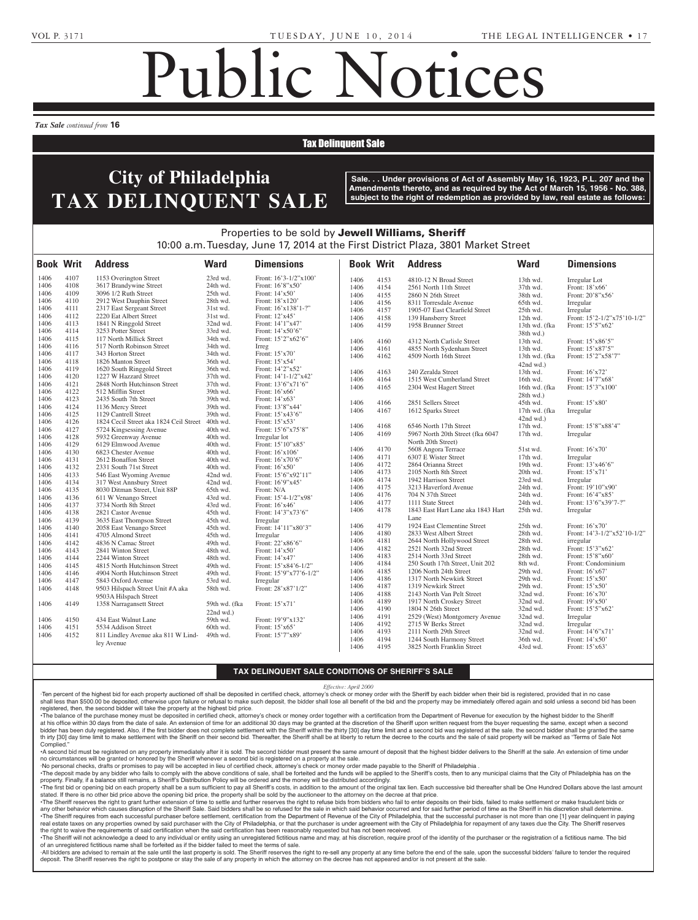*Tax Sale continued from* **16**

# Public Notices

## Tax Delinquent Sale

## City of Philadelphia TAX DELINQUENT SALE

**Sale. . . Under provisions of Act of Assembly May 16, 1923, P.L. 207 and the Amendments thereto, and as required by the Act of March 15, 1956 - No. 388, subject to the right of redemption as provided by law, real estate as follows:**

Properties to be sold by **Jewell Williams, Sheriff**
10:00 a.m. Tuesday, June 17, 2014 at the First District Plaza, 3801 Market Street

| Book | Writ | Address | Ward | Dimensions |
|---|---|---|---|---|
| 1406 | 4107 | 1153 Overington Street | 23rd wd. | Front: 16'3-1/2"x100' |
| 1406 | 4108 | 3617 Brandywine Street | 24th wd. | Front: 16'8"x50' |
| 1406 | 4109 | 3096 1/2 Ruth Street | 25th wd. | Front: 14'x50' |
| 1406 | 4110 | 2912 West Dauphin Street | 28th wd. | Front: 18'x120' |
| 1406 | 4111 | 2317 East Sergeant Street | 31st wd. | Front: 16'x138'1-?" |
| 1406 | 4112 | 2220 Eat Albert Street | 31st wd. | Front: 12'x45' |
| 1406 | 4113 | 1841 N Ringgold Street | 32nd wd. | Front: 14'1"x47' |
| 1406 | 4114 | 3253 Potter Street | 33rd wd. | Front: 14'x50'6" |
| 1406 | 4115 | 117 North Millick Street | 34th wd. | Front: 15'2"x62'6" |
| 1406 | 4116 | 517 North Robinson Street | 34th wd. | Irreg |
| 1406 | 4117 | 343 Horton Street | 34th wd. | Front: 15'x70' |
| 1406 | 4118 | 1826 Manton Street | 36th wd. | Front: 15'x54' |
| 1406 | 4119 | 1620 South Ringgold Street | 36th wd. | Front: 14'2"x52' |
| 1406 | 4120 | 1227 W Hazzard Street | 37th wd. | Front: 14'1-1/2"x42' |
| 1406 | 4121 | 2848 North Hutchinson Street | 37th wd. | Front: 13'6"x71'6" |
| 1406 | 4122 | 512 Mifflin Street | 39th wd. | Front: 16'x66' |
| 1406 | 4123 | 2435 South 7th Street | 39th wd. | Front: 14'x63' |
| 1406 | 4124 | 1136 Mercy Street | 39th wd. | Front: 13'8"x44' |
| 1406 | 4125 | 1129 Cantrell Street | 39th wd. | Front: 15'x43'6" |
| 1406 | 4126 | 1824 Cecil Street aka 1824 Ceil Street | 40th wd. | Front: 15'x53' |
| 1406 | 4127 | 5724 Kingsessing Avenue | 40th wd. | Front: 15'6"x75'8" |
| 1406 | 4128 | 5932 Greenway Avenue | 40th wd. | Irregular lot |
| 1406 | 4129 | 6129 Elmwood Avenue | 40th wd. | Front: 15'10"x85' |
| 1406 | 4130 | 6823 Chester Avenue | 40th wd. | Front: 16'x106' |
| 1406 | 4131 | 2612 Bonaffon Street | 40th wd. | Front: 16'x70'6" |
| 1406 | 4132 | 2331 South 71st Street | 40th wd. | Front: 16'x50' |
| 1406 | 4133 | 546 East Wyoming Avenue | 42nd wd. | Front: 15'6"x92'11" |
| 1406 | 4134 | 317 West Annsbury Street | 42nd wd. | Front: 16'9"x45' |
| 1406 | 4135 | 8030 Ditman Street, Unit 88P | 65th wd. | Front: N/A |
| 1406 | 4136 | 611 W Venango Street | 43rd wd. | Front: 15'4-1/2"x98' |
| 1406 | 4137 | 3734 North 8th Street | 43rd wd. | Front: 16'x46' |
| 1406 | 4138 | 2821 Castor Avenue | 45th wd. | Front: 14'3"x73'6" |
| 1406 | 4139 | 3635 East Thompson Street | 45th wd. | Irregular |
| 1406 | 4140 | 2058 East Venango Street | 45th wd. | Front: 14'11"x80'3" |
| 1406 | 4141 | 4705 Almond Street | 45th wd. | Irregular |
| 1406 | 4142 | 4836 N Camac Street | 49th wd. | Front: 22'x86'6" |
| 1406 | 4143 | 2841 Winton Street | 48th wd. | Front: 14'x50' |
| 1406 | 4144 | 2244 Winton Street | 48th wd. | Front: 14'x47' |
| 1406 | 4145 | 4815 North Hutchinson Street | 49th wd. | Front: 15'x84'6-1/2" |
| 1406 | 4146 | 4904 North Hutchinson Street | 49th wd. | Front: 15'9"x77'6-1/2" |
| 1406 | 4147 | 5843 Oxford Avenue | 53rd wd. | Irregular |
| 1406 | 4148 | 9503 Hilspach Street Unit #A aka 9503A Hilspach Street | 58th wd. | Front: 28'x87'1/2" |
| 1406 | 4149 | 1358 Narragansett Street | 59th wd. (fka 22nd wd.) | Front: 15'x71' |
| 1406 | 4150 | 434 East Walnut Lane | 59th wd. | Front: 19'9"x132' |
| 1406 | 4151 | 5534 Addison Street | 60th wd. | Front: 15'x65' |
| 1406 | 4152 | 811 Lindley Avenue aka 811 W Lindley Avenue | 49th wd. | Front: 15'7"x89' |
| 1406 | 4153 | 4810-12 N Broad Street | 13th wd. | Irregular Lot |
| 1406 | 4154 | 2561 North 11th Street | 37th wd. | Front: 18'x66' |
| 1406 | 4155 | 2860 N 26th Street | 38th wd. | Front: 20'8"x56' |
| 1406 | 4156 | 8311 Torresdale Avenue | 65th wd. | Irregular |
| 1406 | 4157 | 1905-07 East Clearfield Street | 25th wd. | Irregular |
| 1406 | 4158 | 139 Hansberry Street | 12th wd. | Front: 15'2-1/2"x75'10-1/2" |
| 1406 | 4159 | 1958 Brunner Street | 13th wd. (fka 38th wd.) | Front: 15'5"x62' |
| 1406 | 4160 | 4312 North Carlisle Street | 13th wd. | Front: 15'x86'5" |
| 1406 | 4161 | 4855 North Sydenham Street | 13th wd. | Front: 15'x87'5" |
| 1406 | 4162 | 4509 North 16th Street | 13th wd. (fka 42nd wd.) | Front: 15'2"x58'7" |
| 1406 | 4163 | 240 Zeralda Street | 13th wd. | Front: 16'x72' |
| 1406 | 4164 | 1515 West Cumberland Street | 16th wd. | Front: 14'7"x68' |
| 1406 | 4165 | 2304 West Hagert Street | 16th wd. (fka 28th wd.) | Front: 15'3"x100' |
| 1406 | 4166 | 2851 Sellers Street | 45th wd. | Front: 15'x80' |
| 1406 | 4167 | 1612 Sparks Street | 17th wd. (fka 42nd wd.) | Irregular |
| 1406 | 4168 | 6546 North 17th Street | 17th wd. | Front: 15'8"x88'4" |
| 1406 | 4169 | 5967 North 20th Street (fka 6047 North 20th Street) | 17th wd. | Irregular |
| 1406 | 4170 | 5608 Angora Terrace | 51st wd. | Front: 16'x70' |
| 1406 | 4171 | 6307 E Wister Street | 17th wd. | Irregular |
| 1406 | 4172 | 2864 Orianna Street | 19th wd. | Front: 13'x46'6" |
| 1406 | 4173 | 2105 North 8th Street | 20th wd. | Front: 15'x71' |
| 1406 | 4174 | 1942 Harrison Street | 23rd wd. | Irregular |
| 1406 | 4175 | 3213 Haverford Avenue | 24th wd. | Front: 19'10"x90' |
| 1406 | 4176 | 704 N 37th Street | 24th wd. | Front: 16'4"x85' |
| 1406 | 4177 | 1111 State Street | 24th wd. | Front: 13'6"x39'7-?" |
| 1406 | 4178 | 1843 East Hart Lane aka 1843 Hart Lane | 25th wd. | Irregular |
| 1406 | 4179 | 1924 East Clementine Street | 25th wd. | Front: 16'x70' |
| 1406 | 4180 | 2833 West Albert Street | 28th wd. | Front: 14'3-1/2"x52'10-1/2" |
| 1406 | 4181 | 2644 North Hollywood Street | 28th wd. | irregular |
| 1406 | 4182 | 2521 North 32nd Street | 28th wd. | Front: 15'3"x62' |
| 1406 | 4183 | 2514 North 33rd Street | 28th wd. | Front: 15'8"x60' |
| 1406 | 4184 | 250 South 17th Street, Unit 202 | 8th wd. | Front: Condominium |
| 1406 | 4185 | 1206 North 24th Street | 29th wd. | Front: 16'x67' |
| 1406 | 4186 | 1317 North Newkirk Street | 29th wd. | Front: 15'x50' |
| 1406 | 4187 | 1319 Newkirk Street | 29th wd. | Front: 15'x50' |
| 1406 | 4188 | 2143 North Van Pelt Street | 32nd wd. | Front: 16'x70' |
| 1406 | 4189 | 1917 North Croskey Street | 32nd wd. | Front: 19'x50' |
| 1406 | 4190 | 1804 N 26th Street | 32nd wd. | Front: 15'5"x62' |
| 1406 | 4191 | 2529 (West) Montgomery Avenue | 32nd wd. | Irregular |
| 1406 | 4192 | 2715 W Berks Street | 32nd wd. | Irregular |
| 1406 | 4193 | 2111 North 29th Street | 32nd wd. | Front: 14'6"x71' |
| 1406 | 4194 | 1244 South Harmony Street | 36th wd. | Front: 14'x50' |
| 1406 | 4195 | 3825 North Franklin Street | 43rd wd. | Front: 15'x63' |

### TAX DELINQUENT SALE CONDITIONS OF SHERIFF'S SALE

*Effective: April 2000*

·Ten percent of the highest bid for each property auctioned off shall be deposited in certified check, attorney's check or money order with the Sheriff by each bidder when their bid is registered, provided that in no case shall less than $500.00 be deposited, otherwise upon failure or refusal to make such deposit, the bidder shall lose all benefit of the bid and the property may be immediately offered again and sold unless a second bid has been registered, then, the second bidder will take the property at the highest bid price.

•The balance of the purchase money must be deposited in certified check, attorney's check or money order together with a certification from the Department of Revenue for execution by the highest bidder to the Sheriff at his office within 30 days from the date of sale. An extension of time for an additional 30 days may be granted at the discretion of the Sheriff upon written request from the buyer requesting the same, except when a second bidder has been duly registered. Also, if the first bidder does not complete settlement with the Sheriff within the thirty [30] day time limit and a second bid was registered at the sale, the second bidder shall be granted the same th irty [30] day time limit to make settlement with the Sheriff on their second bid. Thereafter, the Sheriff shall be at liberty to return the decree to the courts and the sale of said property will be marked as "Terms of Sale Not Complied."

•A second bid must be registered on any property immediately after it is sold. The second bidder must present the same amount of deposit that the highest bidder delivers to the Sheriff at the sale. An extension of time under no circumstances will be granted or honored by the Sheriff whenever a second bid is registered on a property at the sale.

·No personal checks, drafts or promises to pay will be accepted in lieu of certified check, attorney's check or money order made payable to the Sheriff of Philadelphia .

•The deposit made by any bidder who fails to comply with the above conditions of sale, shall be forteited and the funds will be applied to the Sheriff's costs, then to any municipal claims that the City of Philadelphia has on the property. Finally, if a balance still remains, a Sheriff's Distribution Policy will be ordered and the money will be distributed accordingly.

•The first bid or opening bid on each property shall be a sum sufficient to pay all Sheriff's costs, in addition to the amount of the original tax lien. Each successive bid thereafter shall be One Hundred Dollars above the last amount stated. If there is no other bid price above the opening bid price, the property shall be sold by the auctioneer to the attorney on the decree at that price.

•The Sheriff reserves the right to grant further extension of time to settle and further reserves the right to refuse bids from bidders who fail to enter deposits on their bids, failed to make settlement or make fraudulent bids or any other behavior which causes disruption of the Sheriff Sale. Said bidders shall be so refused for the sale in which said behavior occurred and for said further period of time as the Sheriff in his discretion shall determine.

•The Sheriff requires from each successful purchaser before settlement, certification from the Department of Revenue of the City of Philadelphia, that the successful purchaser is not more than one [1] year delinquent in paying real estate taxes on any properties owned by said purchaser with the City of Philadelphia, or that the purchaser is under agreement with the City of Philadelphia for repayment of any taxes due the City. The Sheriff reserves the right to waive the requirements of said certification when the said certification has been reasonably requested but has not been received.

•The Sheriff will not acknowledge a deed to any individual or entity using an unregistered fictitious name and may, at his discretion, require proof of the identity of the purchaser or the registration of a fictitious name. The bid of an unregistered fictitious name shall be forfeited as if the bidder failed to meet the terms of sale.

·All bidders are advised to remain at the sale until the last property is sold. The Sheriff reserves the right to re-sell any property at any time before the end of the sale, upon the successful bidders' failure to tender the required deposit. The Sheriff reserves the right to postpone or stay the sale of any property in which the attorney on the decree has not appeared and/or is not present at the sale.